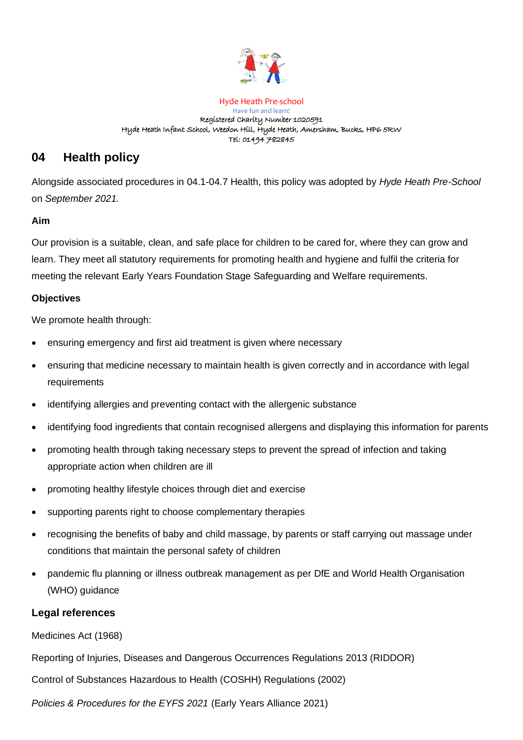Hyde Heath Pre-school

Have fun and learn!

Registered Charity Number 1020591

Hyde Heath Infant School, Weedon Hill, Hyde Heath, Amersham, Bucks, HP6 5RW

Tel: 01494 782845

## 04 Health policy

Alongside associated procedures in 04.1-04.7 Health, this policy was adopted by *Hyde Heath Pre-School* on *September 2021.*

### Aim

Our provision is a suitable, clean, and safe place for children to be cared for, where they can grow and learn. They meet all statutory requirements for promoting health and hygiene and fulfil the criteria for meeting the relevant Early Years Foundation Stage Safeguarding and Welfare requirements.

### Objectives

We promote health through:

- ensuring emergency and first aid treatment is given where necessary
- ensuring that medicine necessary to maintain health is given correctly and in accordance with legal requirements
- identifying allergies and preventing contact with the allergenic substance
- identifying food ingredients that contain recognised allergens and displaying this information for parents
- promoting health through taking necessary steps to prevent the spread of infection and taking appropriate action when children are ill
- promoting healthy lifestyle choices through diet and exercise
- supporting parents right to choose complementary therapies
- recognising the benefits of baby and child massage, by parents or staff carrying out massage under conditions that maintain the personal safety of children
- pandemic flu planning or illness outbreak management as per DfE and World Health Organisation (WHO) guidance

### Legal references

Medicines Act (1968)

Reporting of Injuries, Diseases and Dangerous Occurrences Regulations 2013 (RIDDOR)

Control of Substances Hazardous to Health (COSHH) Regulations (2002)

*Policies & Procedures for the EYFS 2021* (Early Years Alliance 2021)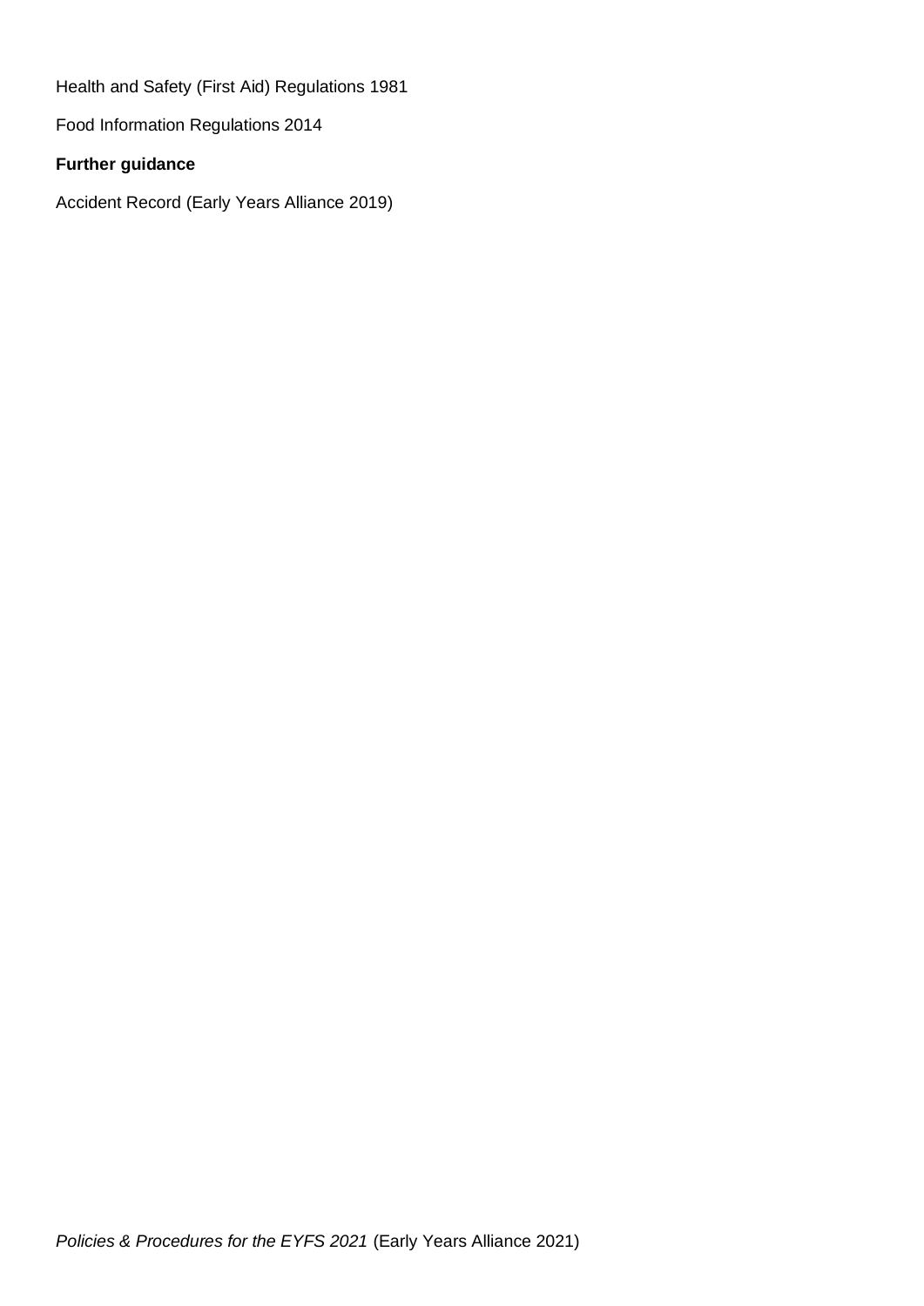Health and Safety (First Aid) Regulations 1981

Food Information Regulations 2014

**Further guidance**

Accident Record (Early Years Alliance 2019)